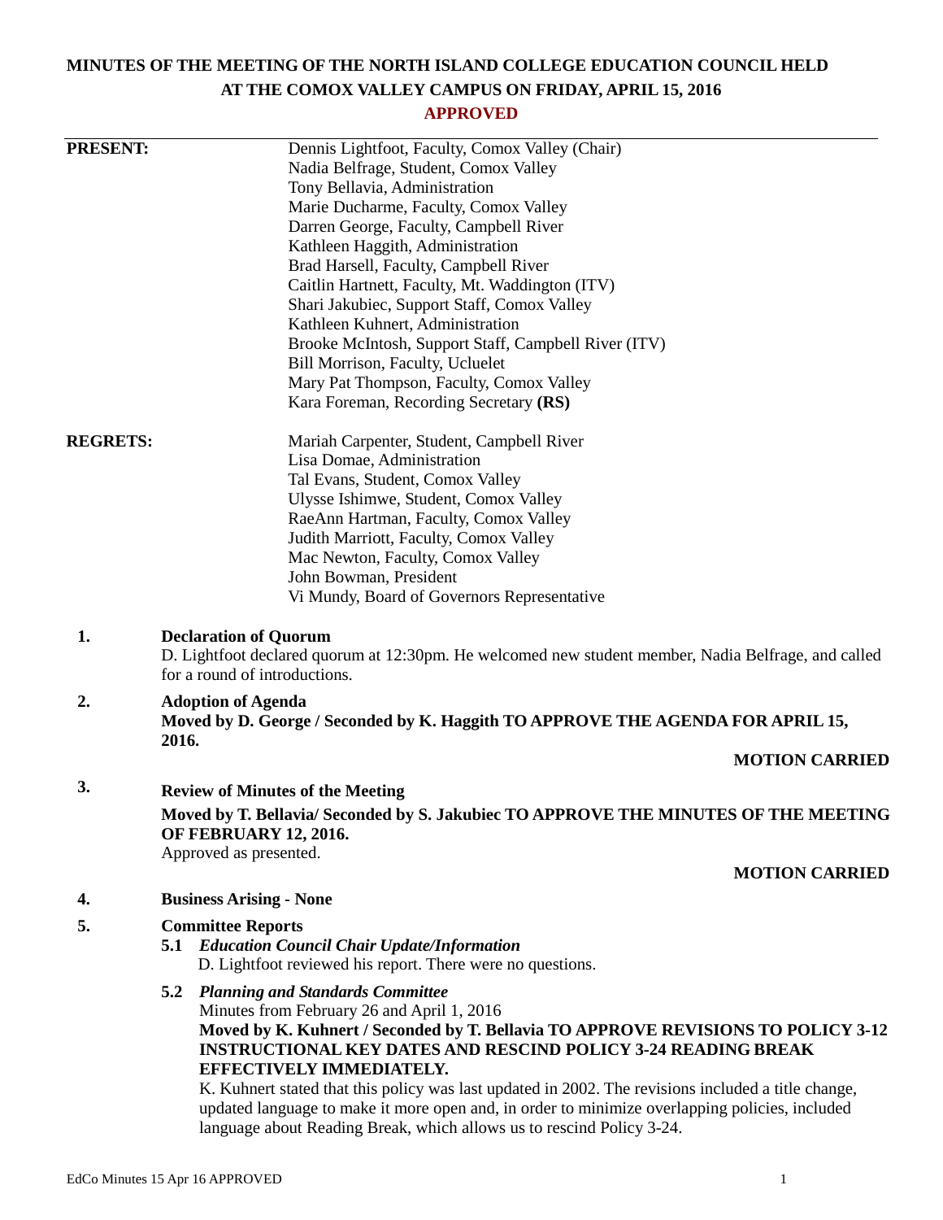# MINUTES OF THE MEETING OF THE NORTH ISLAND COLLEGE EDUCATION COUNCIL HELD AT THE COMOX VALLEY CAMPUS ON FRIDAY, APRIL 15, 2016

**APPROVED**

**PRESENT:**

Dennis Lightfoot, Faculty, Comox Valley (Chair)
Nadia Belfrage, Student, Comox Valley
Tony Bellavia, Administration
Marie Ducharme, Faculty, Comox Valley
Darren George, Faculty, Campbell River
Kathleen Haggith, Administration
Brad Harsell, Faculty, Campbell River
Caitlin Hartnett, Faculty, Mt. Waddington (ITV)
Shari Jakubiec, Support Staff, Comox Valley
Kathleen Kuhnert, Administration
Brooke McIntosh, Support Staff, Campbell River (ITV)
Bill Morrison, Faculty, Ucluelet
Mary Pat Thompson, Faculty, Comox Valley
Kara Foreman, Recording Secretary **(RS)**

**REGRETS:**

Mariah Carpenter, Student, Campbell River
Lisa Domae, Administration
Tal Evans, Student, Comox Valley
Ulysse Ishimwe, Student, Comox Valley
RaeAnn Hartman, Faculty, Comox Valley
Judith Marriott, Faculty, Comox Valley
Mac Newton, Faculty, Comox Valley
John Bowman, President
Vi Mundy, Board of Governors Representative

**1. Declaration of Quorum**

D. Lightfoot declared quorum at 12:30pm. He welcomed new student member, Nadia Belfrage, and called for a round of introductions.

**2. Adoption of Agenda**

**Moved by D. George / Seconded by K. Haggith TO APPROVE THE AGENDA FOR APRIL 15, 2016.**

**MOTION CARRIED**

**3. Review of Minutes of the Meeting**

**Moved by T. Bellavia/ Seconded by S. Jakubiec TO APPROVE THE MINUTES OF THE MEETING OF FEBRUARY 12, 2016.**

Approved as presented.

**MOTION CARRIED**

**4. Business Arising - None**

**5. Committee Reports**

**5.1** ***Education Council Chair Update/Information***

D. Lightfoot reviewed his report. There were no questions.

**5.2** ***Planning and Standards Committee***

Minutes from February 26 and April 1, 2016

**Moved by K. Kuhnert / Seconded by T. Bellavia TO APPROVE REVISIONS TO POLICY 3-12 INSTRUCTIONAL KEY DATES AND RESCIND POLICY 3-24 READING BREAK EFFECTIVELY IMMEDIATELY.**

K. Kuhnert stated that this policy was last updated in 2002. The revisions included a title change, updated language to make it more open and, in order to minimize overlapping policies, included language about Reading Break, which allows us to rescind Policy 3-24.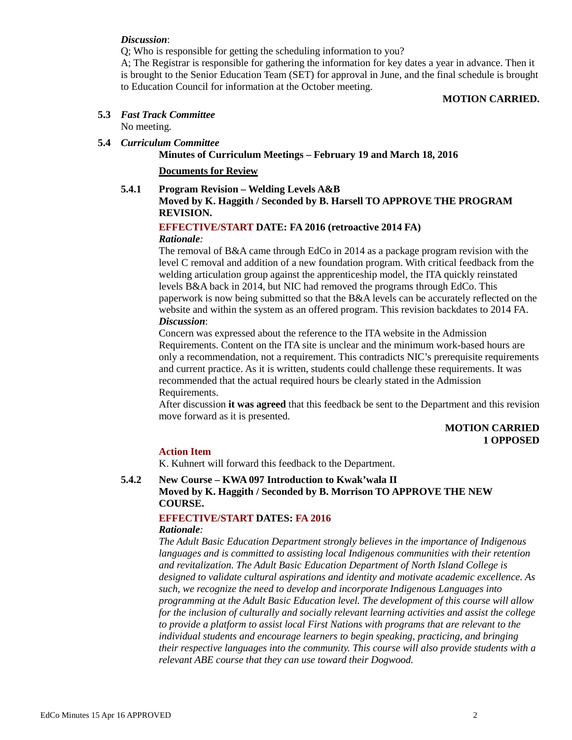*Discussion*:

Q; Who is responsible for getting the scheduling information to you?

A; The Registrar is responsible for gathering the information for key dates a year in advance. Then it is brought to the Senior Education Team (SET) for approval in June, and the final schedule is brought to Education Council for information at the October meeting.

**MOTION CARRIED.**

**5.3** ***Fast Track Committee***

No meeting.

**5.4** ***Curriculum Committee***

**Minutes of Curriculum Meetings – February 19 and March 18, 2016**

**Documents for Review**

**5.4.1 Program Revision – Welding Levels A&B**

**Moved by K. Haggith / Seconded by B. Harsell TO APPROVE THE PROGRAM REVISION.**

**EFFECTIVE/START DATE: FA 2016 (retroactive 2014 FA)**

*Rationale:*

The removal of B&A came through EdCo in 2014 as a package program revision with the level C removal and addition of a new foundation program. With critical feedback from the welding articulation group against the apprenticeship model, the ITA quickly reinstated levels B&A back in 2014, but NIC had removed the programs through EdCo. This paperwork is now being submitted so that the B&A levels can be accurately reflected on the website and within the system as an offered program. This revision backdates to 2014 FA.

*Discussion*:

Concern was expressed about the reference to the ITA website in the Admission Requirements. Content on the ITA site is unclear and the minimum work-based hours are only a recommendation, not a requirement. This contradicts NIC's prerequisite requirements and current practice. As it is written, students could challenge these requirements. It was recommended that the actual required hours be clearly stated in the Admission Requirements.

After discussion **it was agreed** that this feedback be sent to the Department and this revision move forward as it is presented.

**MOTION CARRIED**
**1 OPPOSED**

**Action Item**

K. Kuhnert will forward this feedback to the Department.

**5.4.2 New Course – KWA 097 Introduction to Kwak'wala II**

**Moved by K. Haggith / Seconded by B. Morrison TO APPROVE THE NEW COURSE.**

**EFFECTIVE/START DATES: FA 2016**

*Rationale:*

*The Adult Basic Education Department strongly believes in the importance of Indigenous languages and is committed to assisting local Indigenous communities with their retention and revitalization. The Adult Basic Education Department of North Island College is designed to validate cultural aspirations and identity and motivate academic excellence. As such, we recognize the need to develop and incorporate Indigenous Languages into programming at the Adult Basic Education level. The development of this course will allow for the inclusion of culturally and socially relevant learning activities and assist the college to provide a platform to assist local First Nations with programs that are relevant to the individual students and encourage learners to begin speaking, practicing, and bringing their respective languages into the community. This course will also provide students with a relevant ABE course that they can use toward their Dogwood.*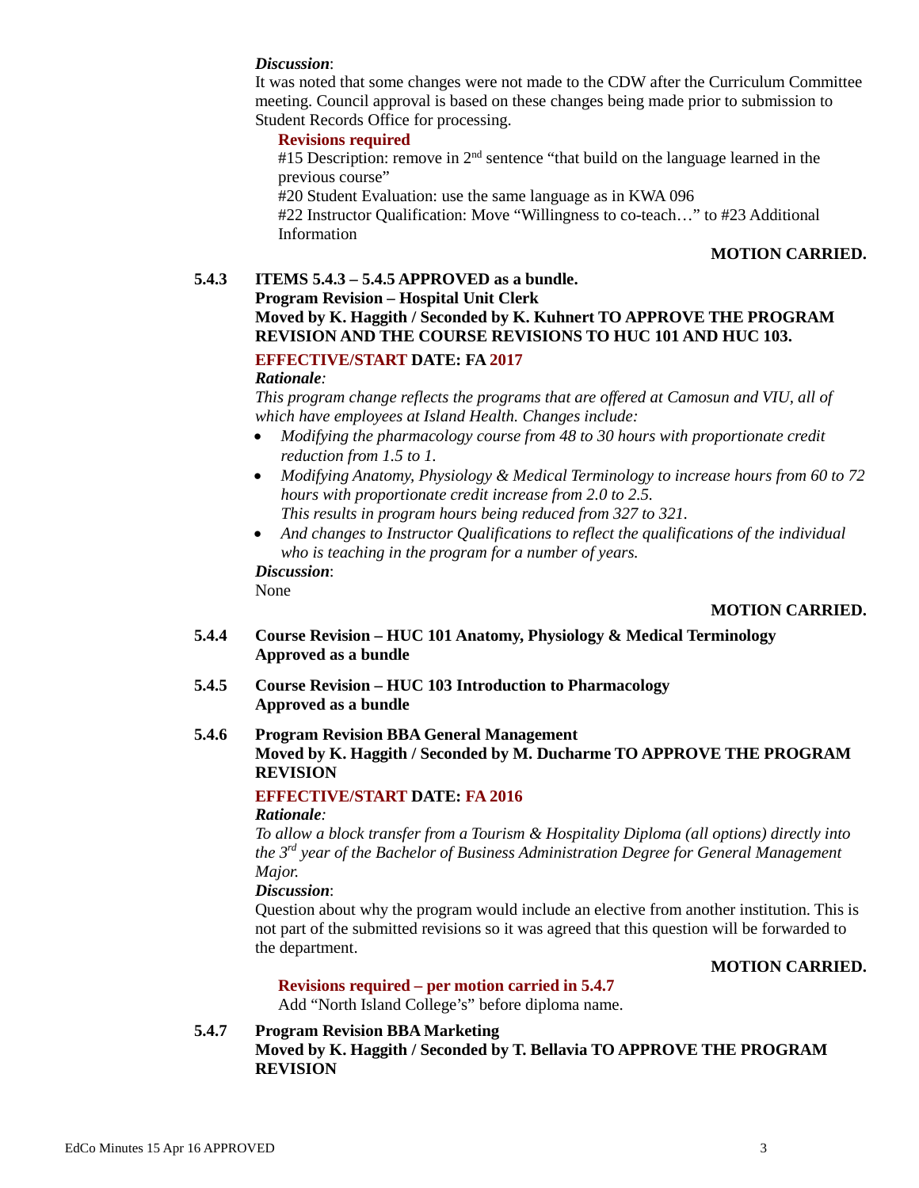***Discussion***:
It was noted that some changes were not made to the CDW after the Curriculum Committee meeting. Council approval is based on these changes being made prior to submission to Student Records Office for processing.

**Revisions required**
#15 Description: remove in 2nd sentence "that build on the language learned in the previous course"
#20 Student Evaluation: use the same language as in KWA 096
#22 Instructor Qualification: Move "Willingness to co-teach…" to #23 Additional Information

**MOTION CARRIED.**

**5.4.3 ITEMS 5.4.3 – 5.4.5 APPROVED as a bundle.**
**Program Revision – Hospital Unit Clerk**
**Moved by K. Haggith / Seconded by K. Kuhnert TO APPROVE THE PROGRAM REVISION AND THE COURSE REVISIONS TO HUC 101 AND HUC 103.**

**EFFECTIVE/START DATE: FA 2017**

***Rationale:***
*This program change reflects the programs that are offered at Camosun and VIU, all of which have employees at Island Health. Changes include:*

- *Modifying the pharmacology course from 48 to 30 hours with proportionate credit reduction from 1.5 to 1.*
- *Modifying Anatomy, Physiology & Medical Terminology to increase hours from 60 to 72 hours with proportionate credit increase from 2.0 to 2.5.*
  *This results in program hours being reduced from 327 to 321.*
- *And changes to Instructor Qualifications to reflect the qualifications of the individual who is teaching in the program for a number of years.*

***Discussion***:
None

**MOTION CARRIED.**

**5.4.4 Course Revision – HUC 101 Anatomy, Physiology & Medical Terminology**
**Approved as a bundle**

**5.4.5 Course Revision – HUC 103 Introduction to Pharmacology**
**Approved as a bundle**

**5.4.6 Program Revision BBA General Management**
**Moved by K. Haggith / Seconded by M. Ducharme TO APPROVE THE PROGRAM REVISION**

**EFFECTIVE/START DATE: FA 2016**

***Rationale:***
*To allow a block transfer from a Tourism & Hospitality Diploma (all options) directly into the 3rd year of the Bachelor of Business Administration Degree for General Management Major.*

***Discussion***:
Question about why the program would include an elective from another institution. This is not part of the submitted revisions so it was agreed that this question will be forwarded to the department.

**MOTION CARRIED.**

**Revisions required – per motion carried in 5.4.7**
Add "North Island College's" before diploma name.

**5.4.7 Program Revision BBA Marketing**
**Moved by K. Haggith / Seconded by T. Bellavia TO APPROVE THE PROGRAM REVISION**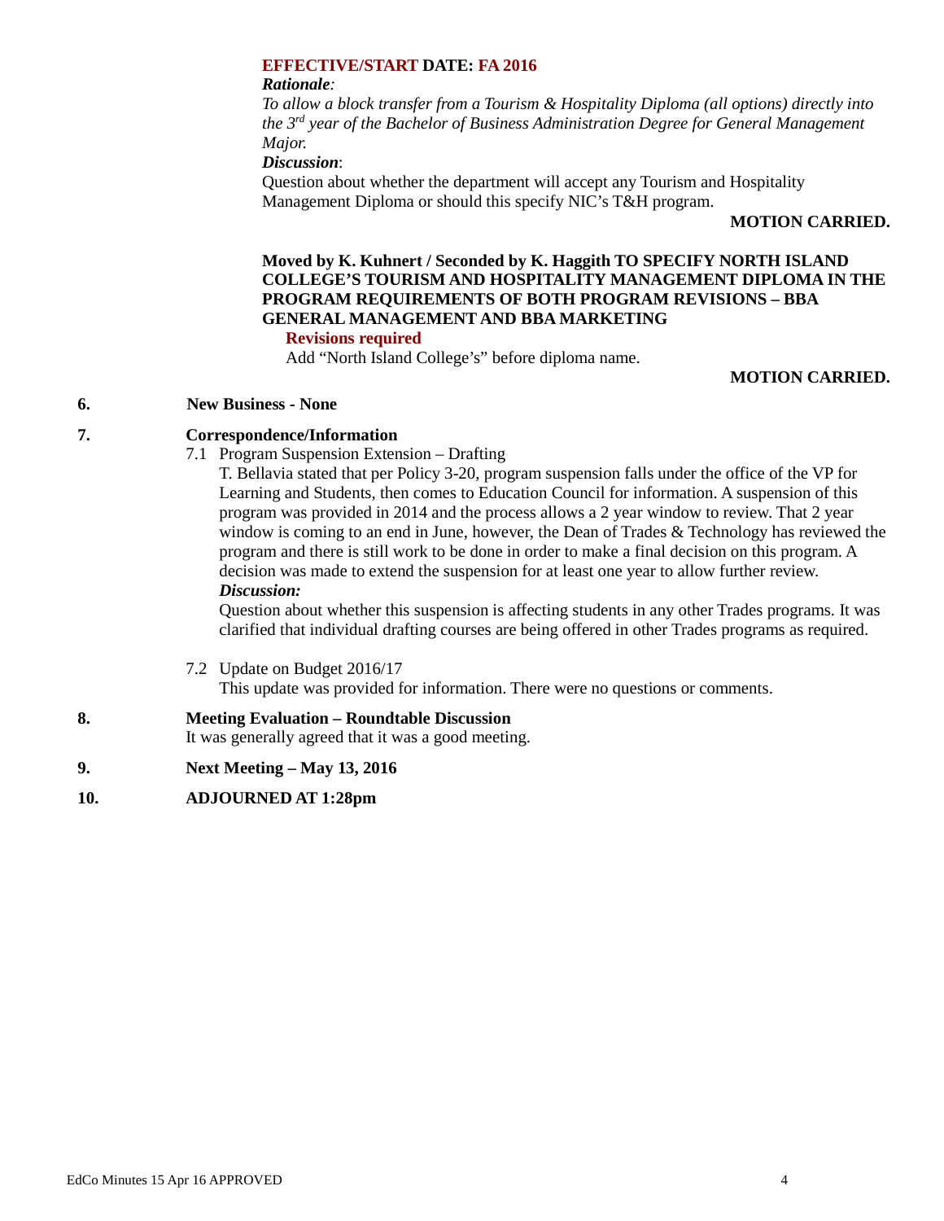**EFFECTIVE/START DATE: FA 2016**

***Rationale:***

*To allow a block transfer from a Tourism & Hospitality Diploma (all options) directly into the 3rd year of the Bachelor of Business Administration Degree for General Management Major.*

***Discussion:***

Question about whether the department will accept any Tourism and Hospitality Management Diploma or should this specify NIC's T&H program.

**MOTION CARRIED.**

**Moved by K. Kuhnert / Seconded by K. Haggith TO SPECIFY NORTH ISLAND COLLEGE'S TOURISM AND HOSPITALITY MANAGEMENT DIPLOMA IN THE PROGRAM REQUIREMENTS OF BOTH PROGRAM REVISIONS – BBA GENERAL MANAGEMENT AND BBA MARKETING**

**Revisions required**

Add "North Island College's" before diploma name.

**MOTION CARRIED.**

**6. New Business - None**

**7. Correspondence/Information**

7.1 Program Suspension Extension – Drafting

T. Bellavia stated that per Policy 3-20, program suspension falls under the office of the VP for Learning and Students, then comes to Education Council for information. A suspension of this program was provided in 2014 and the process allows a 2 year window to review. That 2 year window is coming to an end in June, however, the Dean of Trades & Technology has reviewed the program and there is still work to be done in order to make a final decision on this program. A decision was made to extend the suspension for at least one year to allow further review.

***Discussion:***

Question about whether this suspension is affecting students in any other Trades programs. It was clarified that individual drafting courses are being offered in other Trades programs as required.

7.2 Update on Budget 2016/17

This update was provided for information. There were no questions or comments.

**8. Meeting Evaluation – Roundtable Discussion**

It was generally agreed that it was a good meeting.

**9. Next Meeting – May 13, 2016**

**10. ADJOURNED AT 1:28pm**